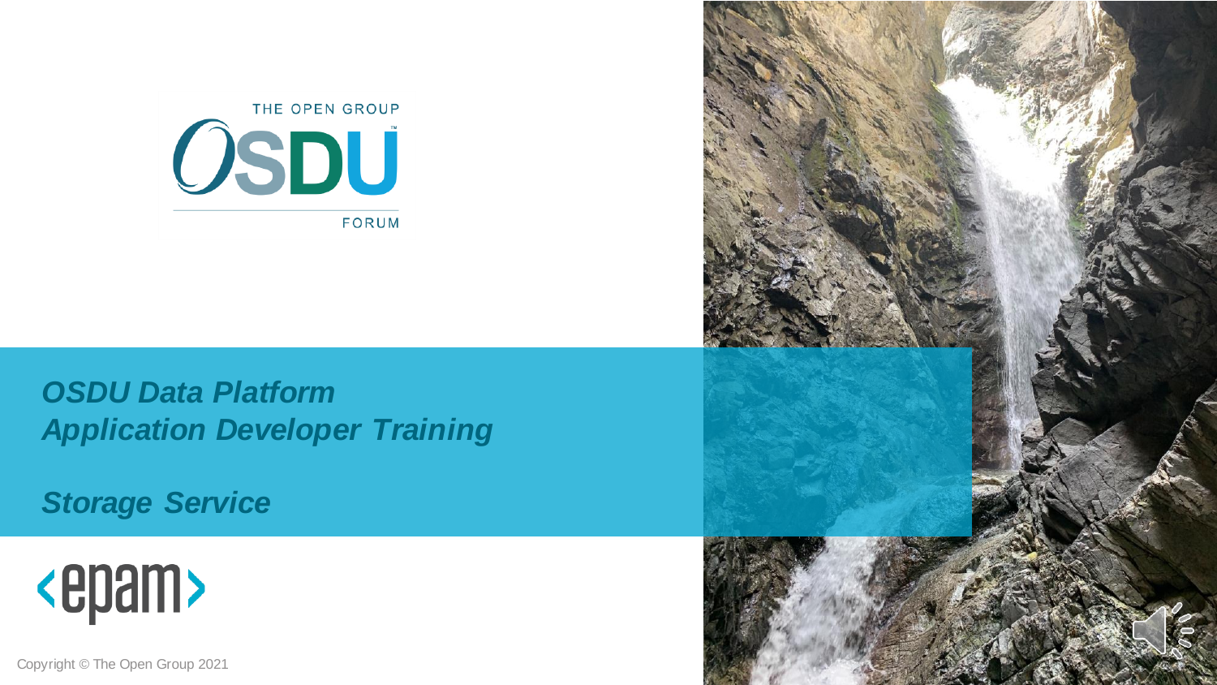THE OPEN GROUP

OSDU™

FORUM

# *OSDU Data Platform Application Developer Training*

## *Storage Service*

<epam>

Copyright © The Open Group 2021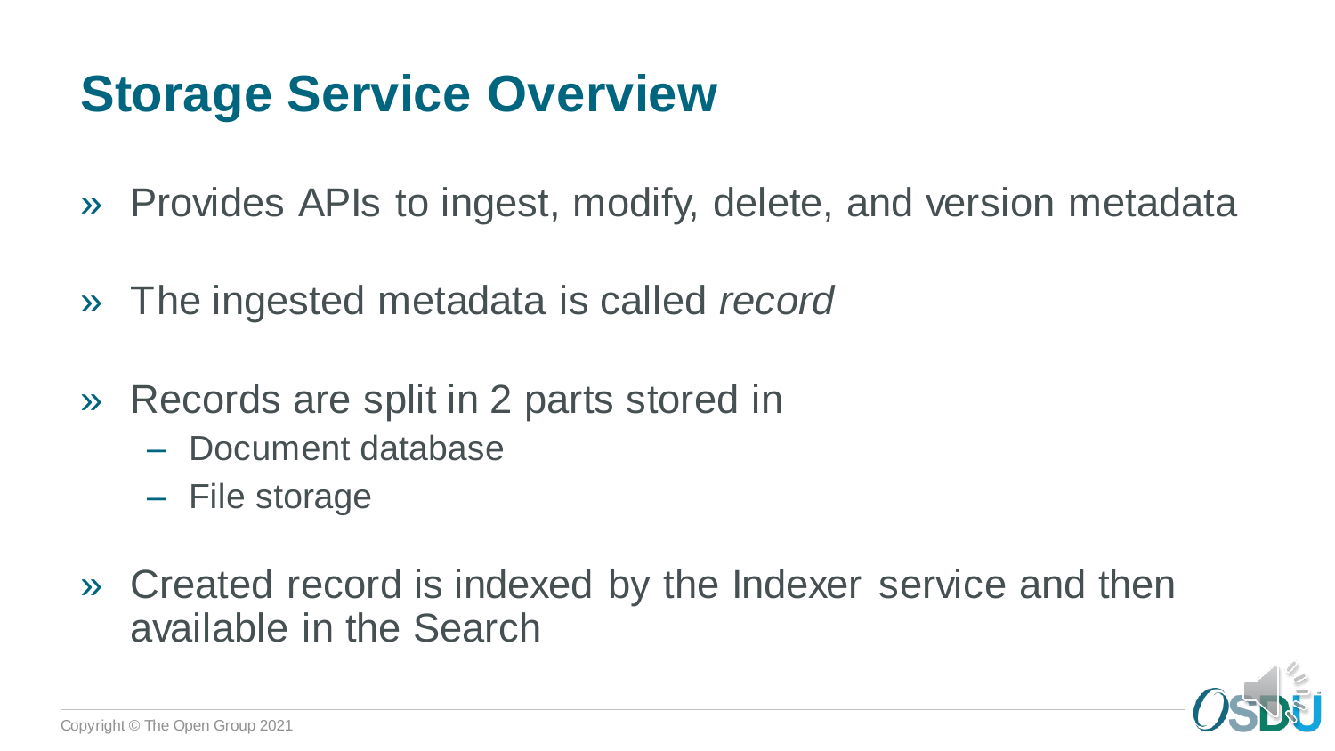# Storage Service Overview

- Provides APIs to ingest, modify, delete, and version metadata
- The ingested metadata is called *record*
- Records are split in 2 parts stored in
  - Document database
  - File storage
- Created record is indexed by the Indexer service and then available in the Search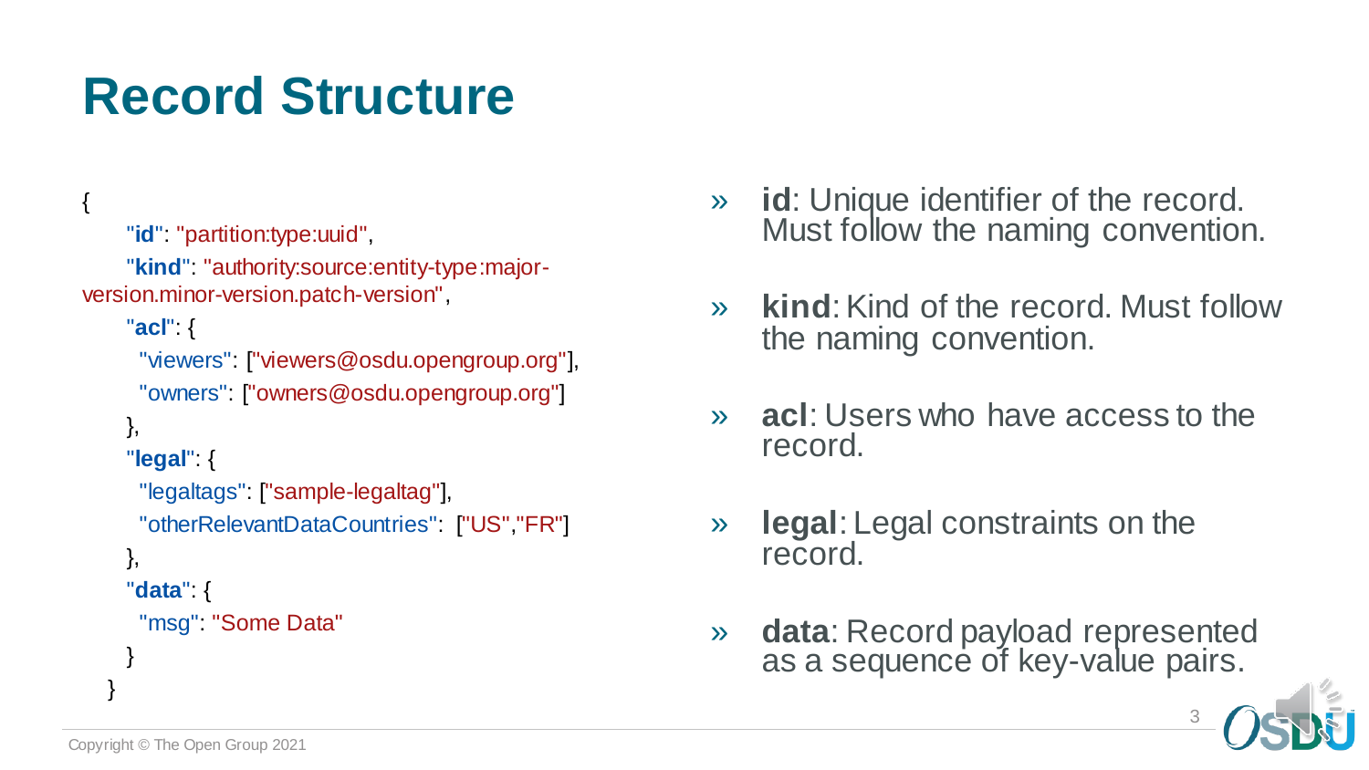# Record Structure

```
{
    "id": "partition:type:uuid",
    "kind": "authority:source:entity-type:major-version.minor-version.patch-version",
    "acl": {
      "viewers": ["viewers@osdu.opengroup.org"],
      "owners": ["owners@osdu.opengroup.org"]
    },
    "legal": {
      "legaltags": ["sample-legaltag"],
      "otherRelevantDataCountries":  ["US","FR"]
    },
    "data": {
      "msg": "Some Data"
    }
}
```

- **id**: Unique identifier of the record. Must follow the naming convention.
- **kind**: Kind of the record. Must follow the naming convention.
- **acl**: Users who have access to the record.
- **legal**: Legal constraints on the record.
- **data**: Record payload represented as a sequence of key-value pairs.

Copyright © The Open Group 2021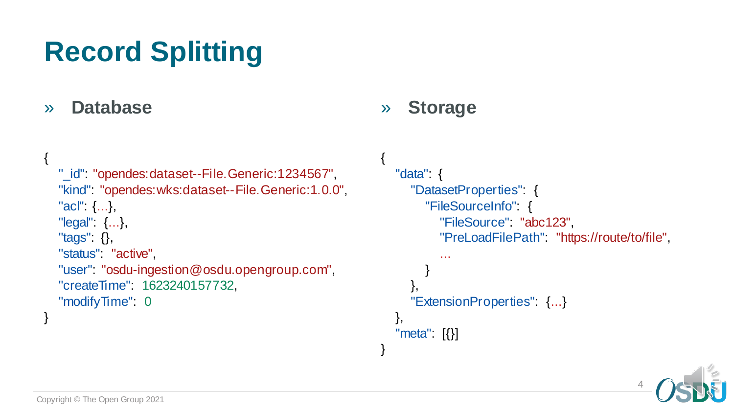# Record Splitting

## » Database

```
{
   "_id": "opendes:dataset--File.Generic:1234567",
   "kind": "opendes:wks:dataset--File.Generic:1.0.0",
   "acl": {...},
   "legal": {...},
   "tags": {},
   "status": "active",
   "user": "osdu-ingestion@osdu.opengroup.com",
   "createTime": 1623240157732,
   "modifyTime": 0
}
```

## » Storage

```
{
   "data": {
      "DatasetProperties": {
         "FileSourceInfo": {
            "FileSource": "abc123",
            "PreLoadFilePath": "https://route/to/file",
            ...
         }
      },
      "ExtensionProperties": {...}
   },
   "meta": [{}]
}
```

Copyright © The Open Group 2021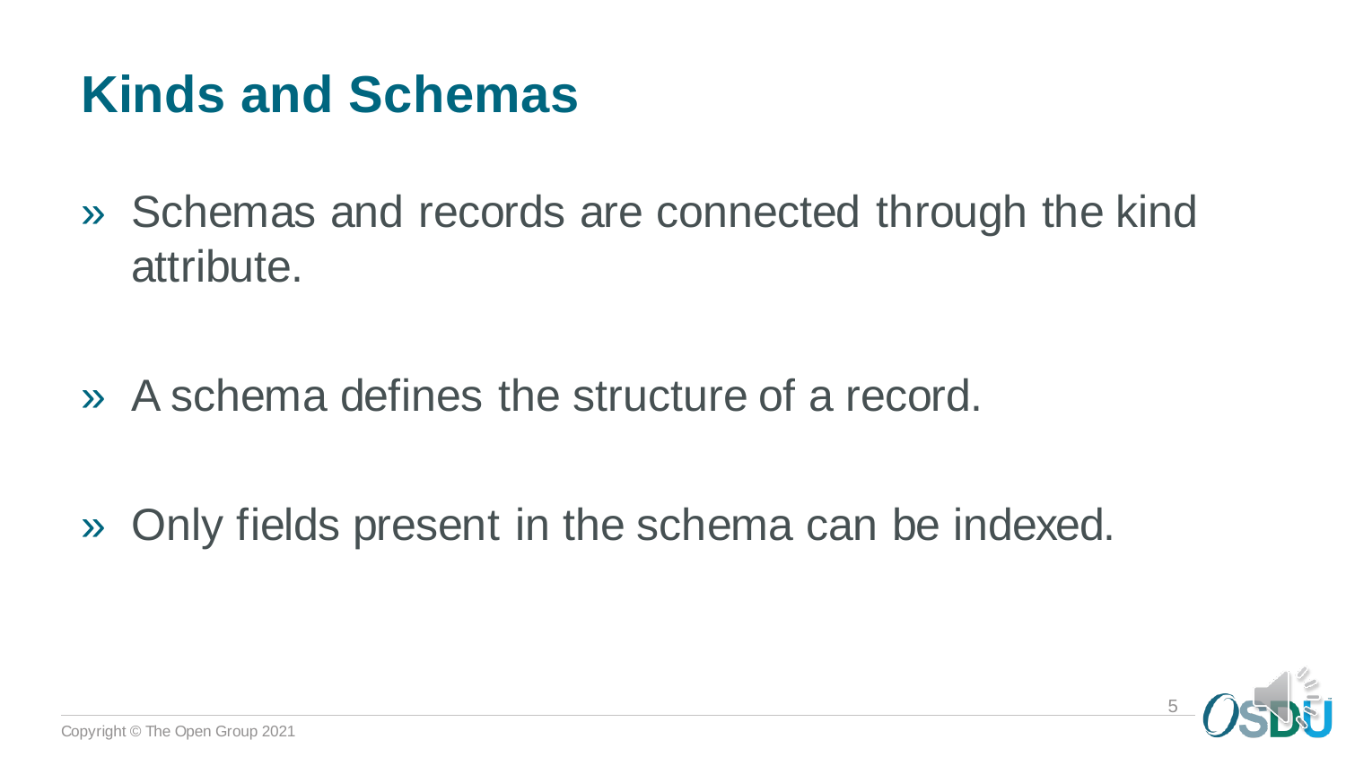# Kinds and Schemas

- Schemas and records are connected through the kind attribute.
- A schema defines the structure of a record.
- Only fields present in the schema can be indexed.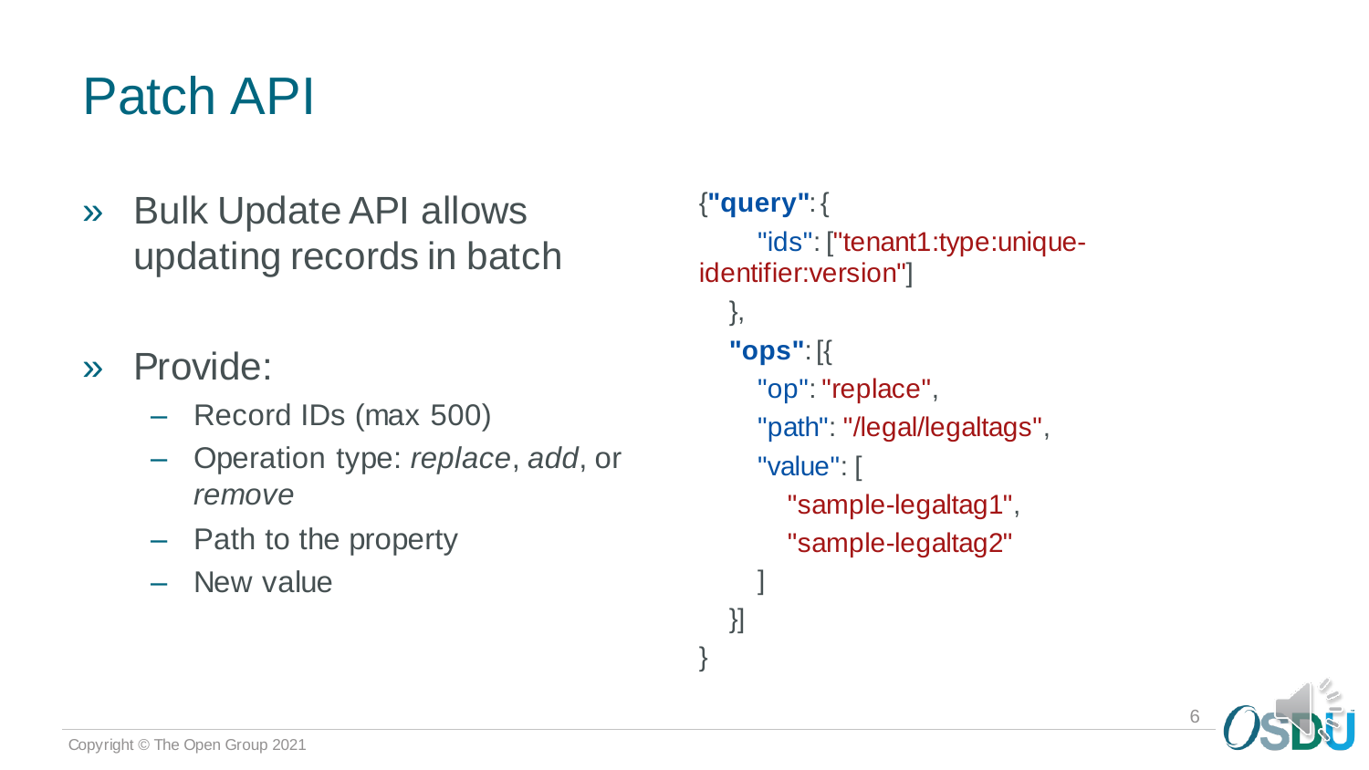# Patch API

- Bulk Update API allows updating records in batch

- Provide:
  - Record IDs (max 500)
  - Operation type: *replace*, *add*, or *remove*
  - Path to the property
  - New value

```
{"query": {
    "ids": ["tenant1:type:unique-identifier:version"]
  },
  "ops": [{
    "op": "replace",
    "path": "/legal/legaltags",
    "value": [
      "sample-legaltag1",
      "sample-legaltag2"
    ]
  }]
}
```

Copyright © The Open Group 2021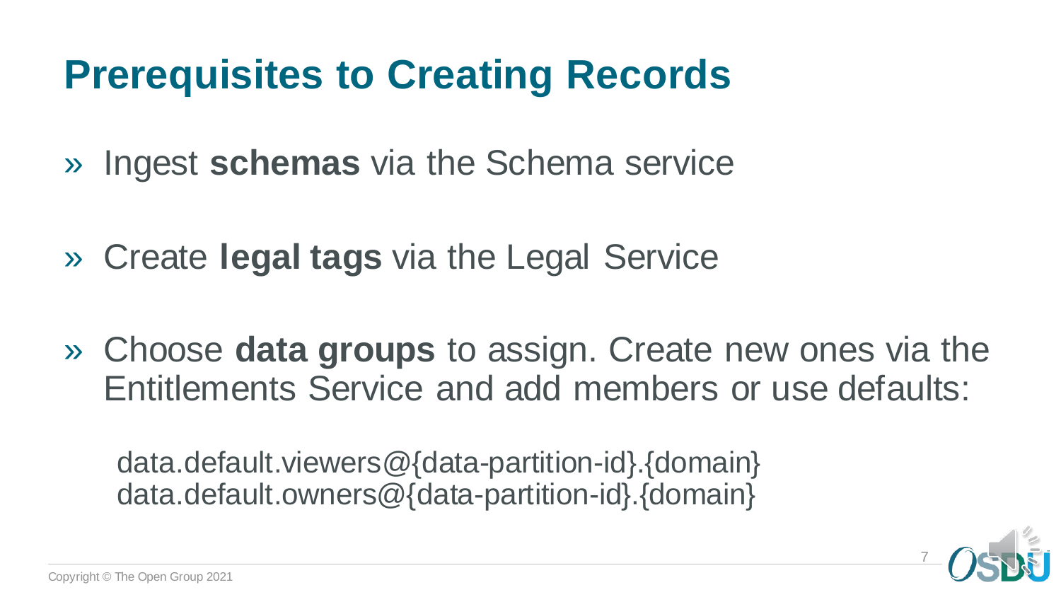# Prerequisites to Creating Records

- Ingest **schemas** via the Schema service
- Create **legal tags** via the Legal Service
- Choose **data groups** to assign. Create new ones via the Entitlements Service and add members or use defaults:

  data.default.viewers@{data-partition-id}.{domain}
  data.default.owners@{data-partition-id}.{domain}

Copyright © The Open Group 2021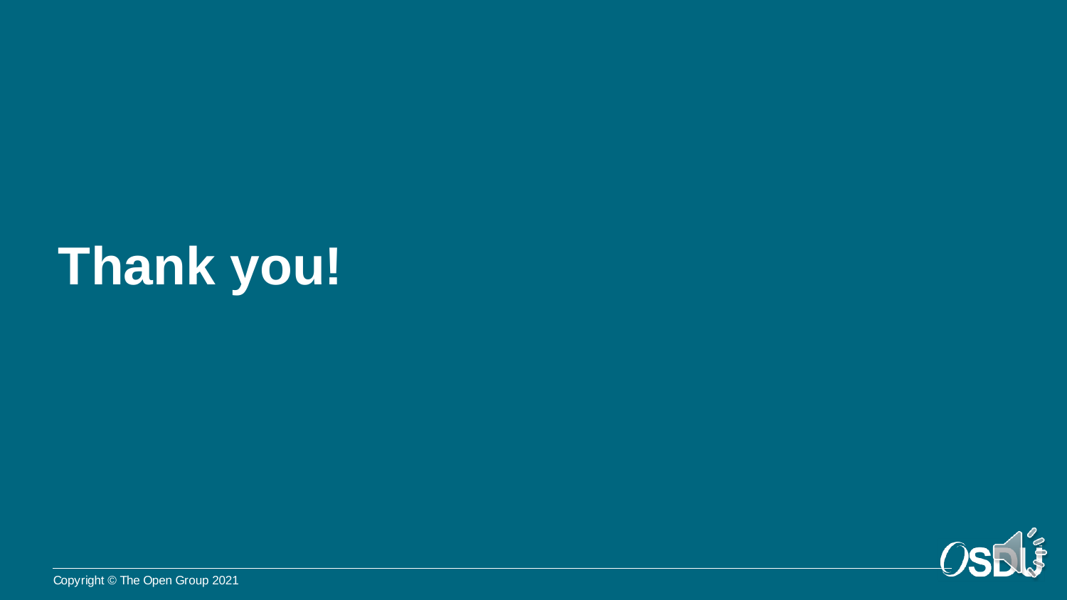# Thank you!

Copyright © The Open Group 2021